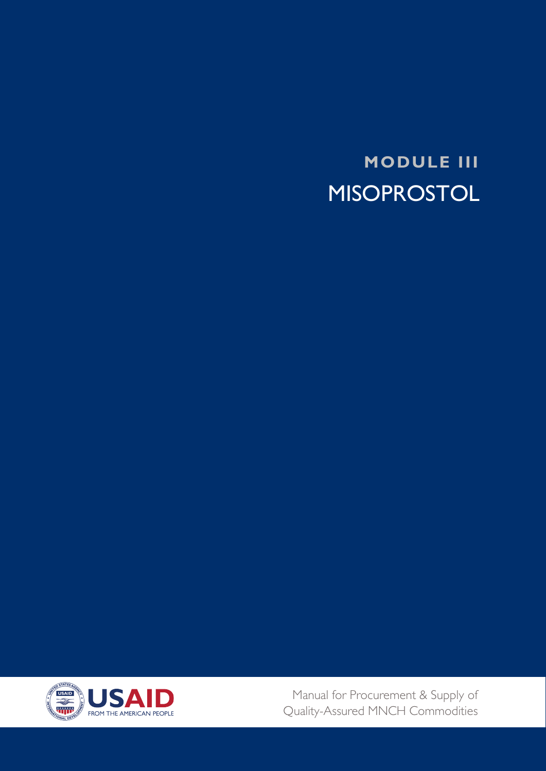# MODULE III

# MISOPROSTOL

USAID FROM THE AMERICAN PEOPLE

Manual for Procurement & Supply of Quality-Assured MNCH Commodities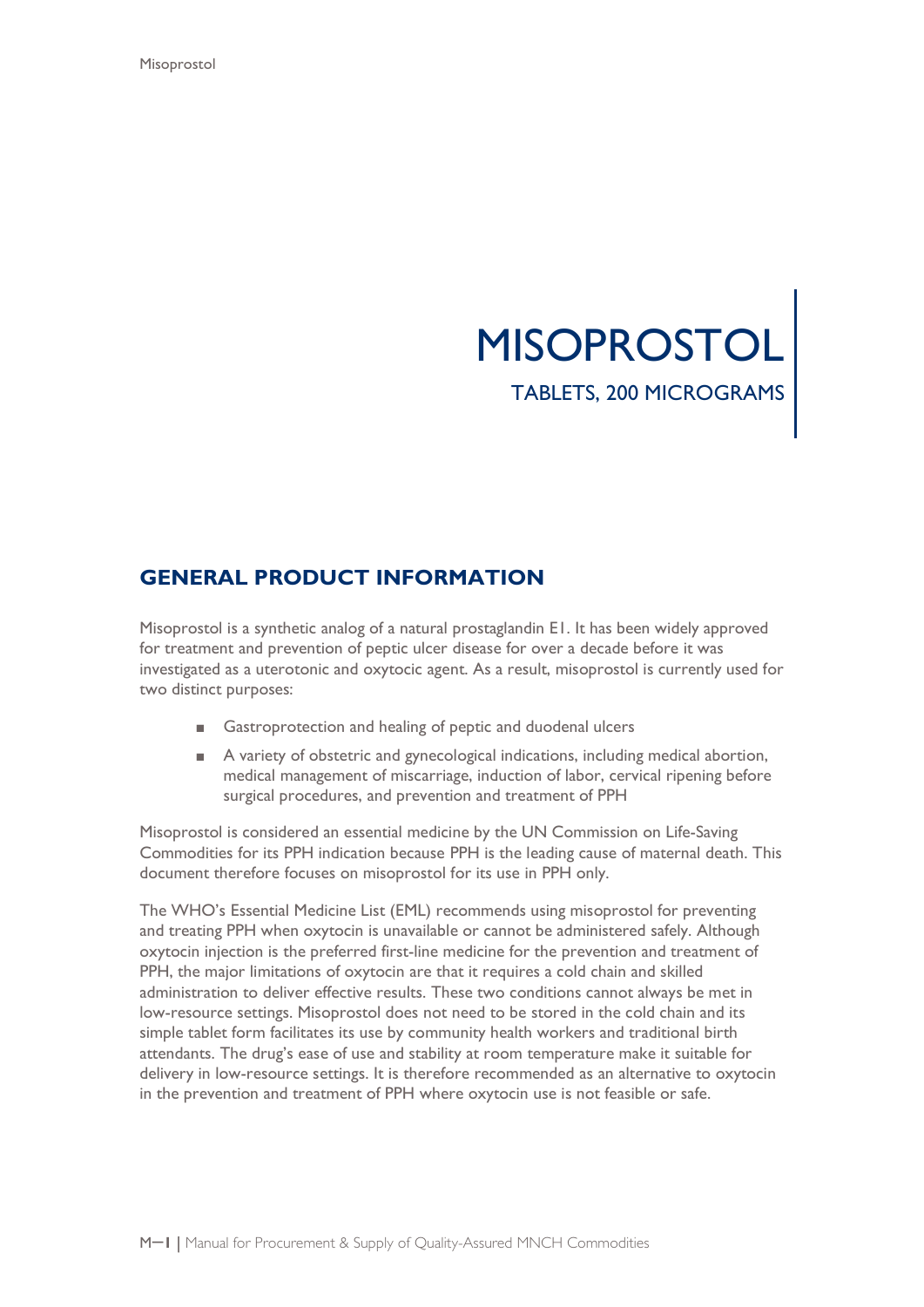# MISOPROSTOL

TABLETS, 200 MICROGRAMS

## GENERAL PRODUCT INFORMATION

Misoprostol is a synthetic analog of a natural prostaglandin E1. It has been widely approved for treatment and prevention of peptic ulcer disease for over a decade before it was investigated as a uterotonic and oxytocic agent. As a result, misoprostol is currently used for two distinct purposes:

- Gastroprotection and healing of peptic and duodenal ulcers
- A variety of obstetric and gynecological indications, including medical abortion, medical management of miscarriage, induction of labor, cervical ripening before surgical procedures, and prevention and treatment of PPH

Misoprostol is considered an essential medicine by the UN Commission on Life-Saving Commodities for its PPH indication because PPH is the leading cause of maternal death. This document therefore focuses on misoprostol for its use in PPH only.

The WHO's Essential Medicine List (EML) recommends using misoprostol for preventing and treating PPH when oxytocin is unavailable or cannot be administered safely. Although oxytocin injection is the preferred first-line medicine for the prevention and treatment of PPH, the major limitations of oxytocin are that it requires a cold chain and skilled administration to deliver effective results. These two conditions cannot always be met in low-resource settings. Misoprostol does not need to be stored in the cold chain and its simple tablet form facilitates its use by community health workers and traditional birth attendants. The drug's ease of use and stability at room temperature make it suitable for delivery in low-resource settings. It is therefore recommended as an alternative to oxytocin in the prevention and treatment of PPH where oxytocin use is not feasible or safe.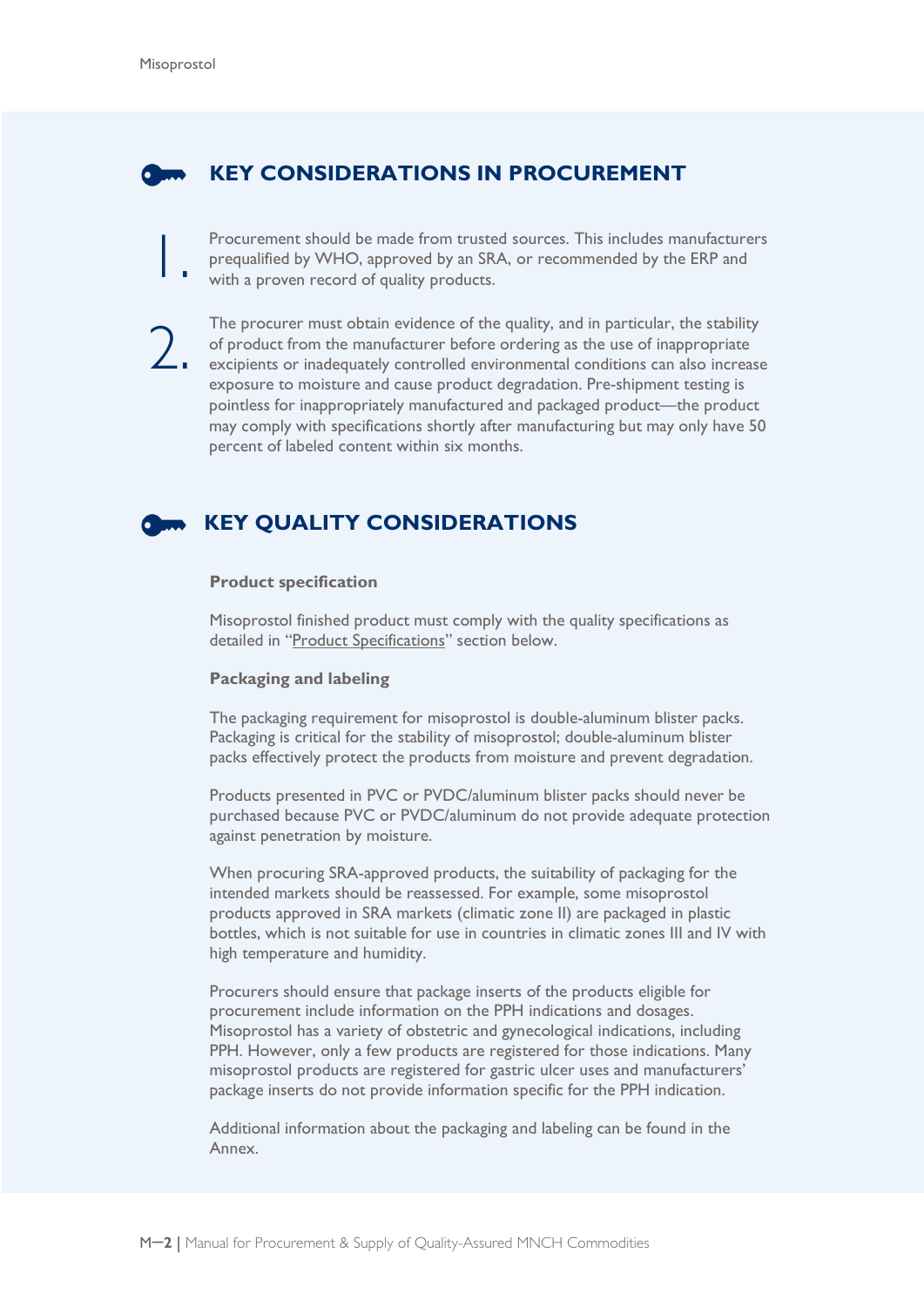## KEY CONSIDERATIONS IN PROCUREMENT

1. Procurement should be made from trusted sources. This includes manufacturers prequalified by WHO, approved by an SRA, or recommended by the ERP and with a proven record of quality products.

2. The procurer must obtain evidence of the quality, and in particular, the stability of product from the manufacturer before ordering as the use of inappropriate excipients or inadequately controlled environmental conditions can also increase exposure to moisture and cause product degradation. Pre-shipment testing is pointless for inappropriately manufactured and packaged product—the product may comply with specifications shortly after manufacturing but may only have 50 percent of labeled content within six months.

## KEY QUALITY CONSIDERATIONS

**Product specification**

Misoprostol finished product must comply with the quality specifications as detailed in "Product Specifications" section below.

**Packaging and labeling**

The packaging requirement for misoprostol is double-aluminum blister packs. Packaging is critical for the stability of misoprostol; double-aluminum blister packs effectively protect the products from moisture and prevent degradation.

Products presented in PVC or PVDC/aluminum blister packs should never be purchased because PVC or PVDC/aluminum do not provide adequate protection against penetration by moisture.

When procuring SRA-approved products, the suitability of packaging for the intended markets should be reassessed. For example, some misoprostol products approved in SRA markets (climatic zone II) are packaged in plastic bottles, which is not suitable for use in countries in climatic zones III and IV with high temperature and humidity.

Procurers should ensure that package inserts of the products eligible for procurement include information on the PPH indications and dosages. Misoprostol has a variety of obstetric and gynecological indications, including PPH. However, only a few products are registered for those indications. Many misoprostol products are registered for gastric ulcer uses and manufacturers' package inserts do not provide information specific for the PPH indication.

Additional information about the packaging and labeling can be found in the Annex.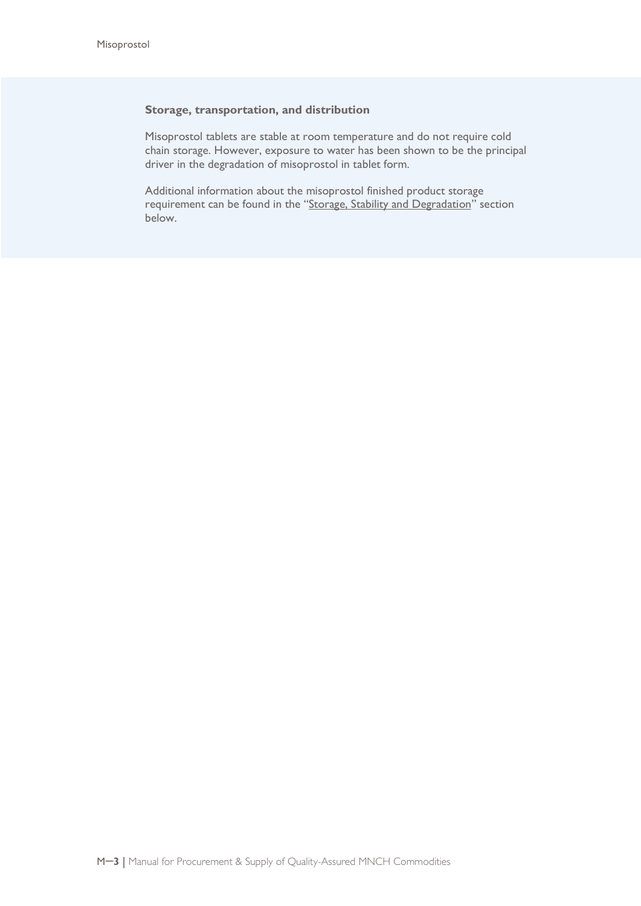### Storage, transportation, and distribution

Misoprostol tablets are stable at room temperature and do not require cold chain storage. However, exposure to water has been shown to be the principal driver in the degradation of misoprostol in tablet form.

Additional information about the misoprostol finished product storage requirement can be found in the "Storage, Stability and Degradation" section below.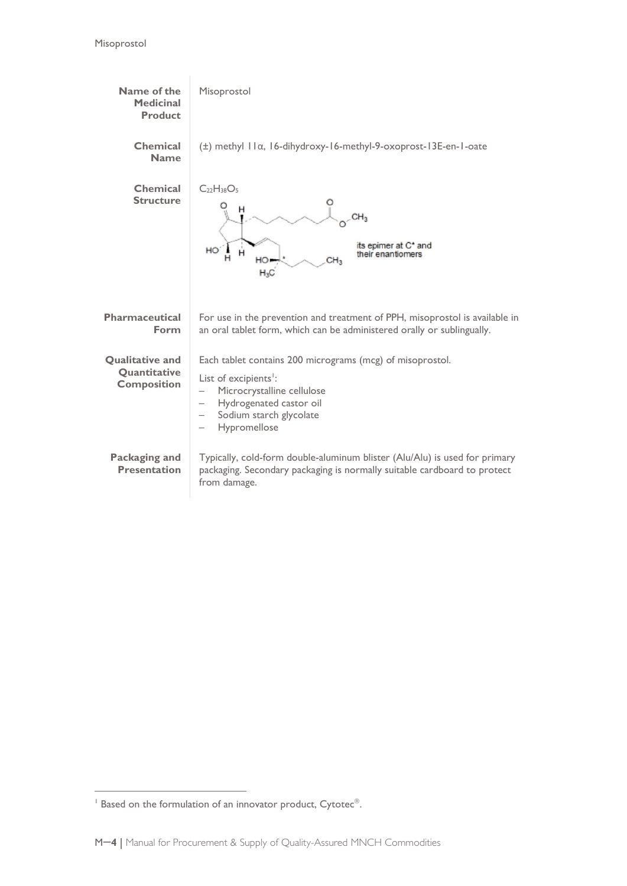| | |
|---|---|
| **Name of the Medicinal Product** | Misoprostol |
| **Chemical Name** | (±) methyl 11α, 16-dihydroxy-16-methyl-9-oxoprost-13E-en-1-oate |
| **Chemical Structure** | $C_{22}H_{38}O_5$ <br> its epimer at C* and their enantiomers |
| **Pharmaceutical Form** | For use in the prevention and treatment of PPH, misoprostol is available in an oral tablet form, which can be administered orally or sublingually. |
| **Qualitative and Quantitative Composition** | Each tablet contains 200 micrograms (mcg) of misoprostol. <br> List of excipients[1]: <br> – Microcrystalline cellulose <br> – Hydrogenated castor oil <br> – Sodium starch glycolate <br> – Hypromellose |
| **Packaging and Presentation** | Typically, cold-form double-aluminum blister (Alu/Alu) is used for primary packaging. Secondary packaging is normally suitable cardboard to protect from damage. |

[1] Based on the formulation of an innovator product, Cytotec®.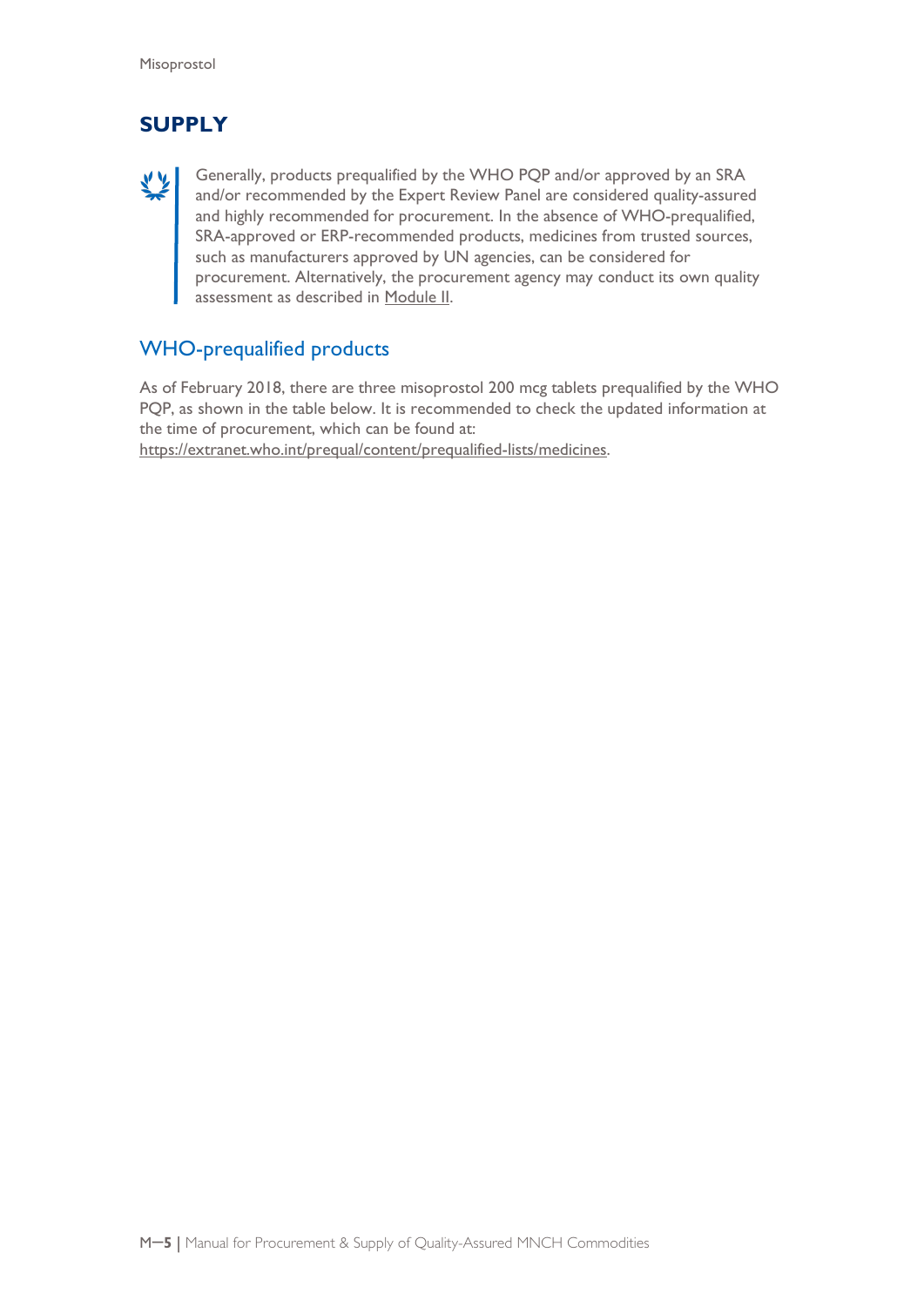## SUPPLY

> Generally, products prequalified by the WHO PQP and/or approved by an SRA and/or recommended by the Expert Review Panel are considered quality-assured and highly recommended for procurement. In the absence of WHO-prequalified, SRA-approved or ERP-recommended products, medicines from trusted sources, such as manufacturers approved by UN agencies, can be considered for procurement. Alternatively, the procurement agency may conduct its own quality assessment as described in Module II.

### WHO-prequalified products

As of February 2018, there are three misoprostol 200 mcg tablets prequalified by the WHO PQP, as shown in the table below. It is recommended to check the updated information at the time of procurement, which can be found at: https://extranet.who.int/prequal/content/prequalified-lists/medicines.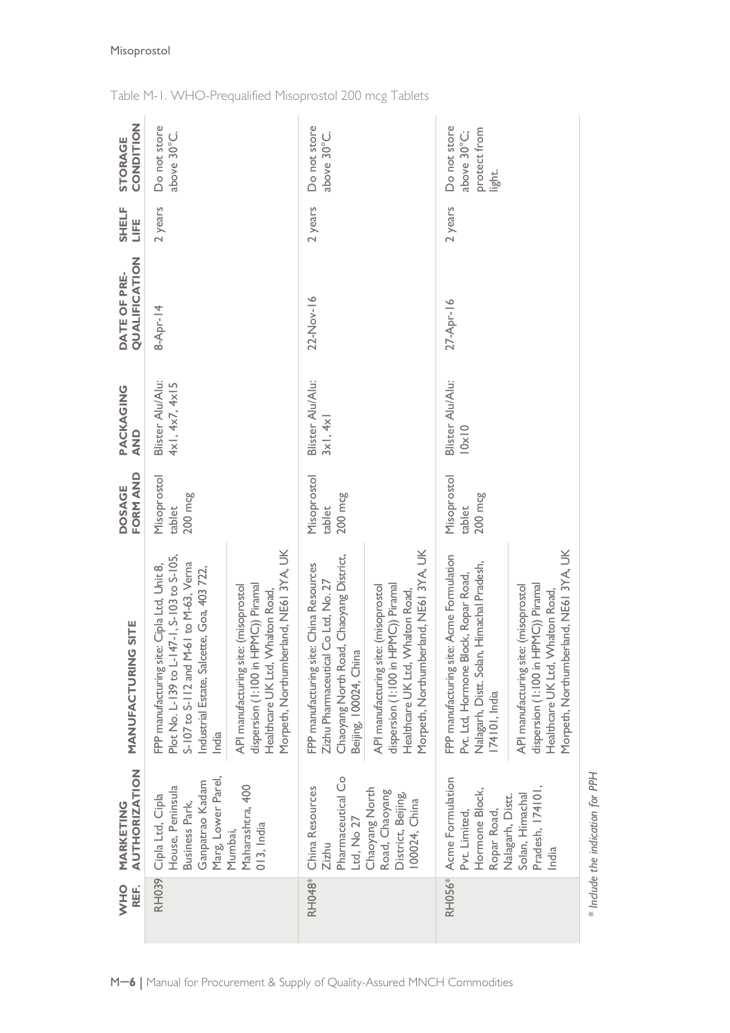Table M-1. WHO-Prequalified Misoprostol 200 mcg Tablets

| WHO REF. | MARKETING AUTHORIZATION | MANUFACTURING SITE | DOSAGE FORM AND | PACKAGING AND | DATE OF PRE-QUALIFICATION | SHELF LIFE | STORAGE CONDITION |
|---|---|---|---|---|---|---|---|
| RH039 | Cipla Ltd, Cipla House, Peninsula Business Park, Ganpatrao Kadam Marg, Lower Parel, Mumbai, Maharashtra, 400 013, India | FPP manufacturing site: Cipla Ltd, Unit 8, Plot No. L-139 to L-147-1, S-103 to S-105, S-107 to S-112 and M-61 to M-63, Verna Industrial Estate, Salcette, Goa, 403 722, India<br>API manufacturing site: (misoprostol dispersion (1:100 in HPMC)) Piramal Healthcare UK Ltd, Whalton Road, Morpeth, Northumberland, NE61 3YA, UK | Misoprostol tablet 200 mcg | Blister Alu/Alu: 4x1, 4x7, 4x15 | 8-Apr-14 | 2 years | Do not store above 30°C. |
| RH048* | China Resources Zizhu Pharmaceutical Co Ltd, No 27 Chaoyang North Road, Chaoyang District, Beijing, 100024, China | FPP manufacturing site: China Resources Zizhu Pharmaceutical Co Ltd, No. 27 Chaoyang North Road, Chaoyang District, Beijing, 100024, China<br>API manufacturing site: (misoprostol dispersion (1:100 in HPMC)) Piramal Healthcare UK Ltd, Whalton Road, Morpeth, Northumberland, NE61 3YA, UK | Misoprostol tablet 200 mcg | Blister Alu/Alu: 3x1, 4x1 | 22-Nov-16 | 2 years | Do not store above 30°C. |
| RH056* | Acme Formulation Pvt. Limited, Hormone Block, Ropar Road, Nalagarh, Distt. Solan, Himachal Pradesh, 174101, India | FPP manufacturing site: Acme Formulation Pvt. Ltd, Hormone Block, Ropar Road, Nalagarh, Distt. Solan, Himachal Pradesh, 174101, India<br>API manufacturing site: (misoprostol dispersion (1:100 in HPMC)) Piramal Healthcare UK Ltd, Whalton Road, Morpeth, Northumberland, NE61 3YA, UK | Misoprostol tablet 200 mcg | Blister Alu/Alu: 10x10 | 27-Apr-16 | 2 years | Do not store above 30°C; protect from light. |

*\* Include the indication for PPH*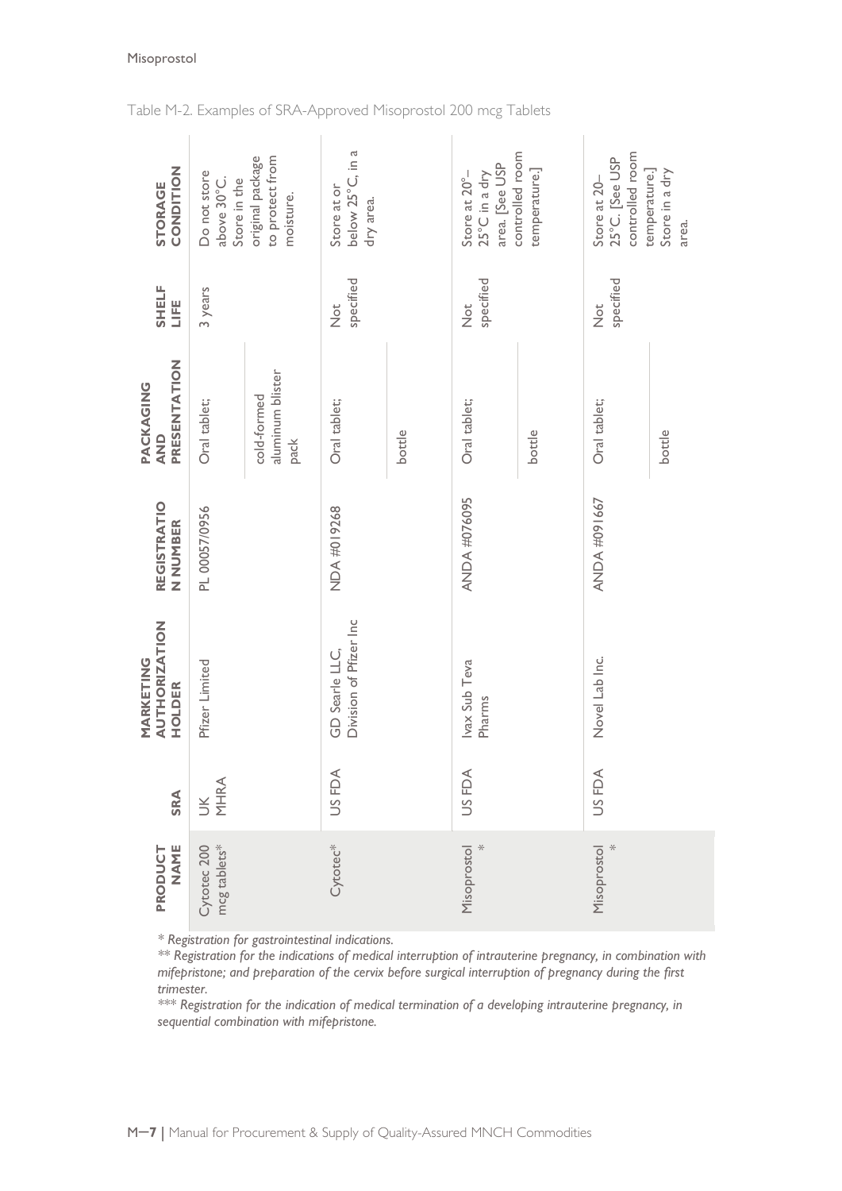Table M-2. Examples of SRA-Approved Misoprostol 200 mcg Tablets

| PRODUCT NAME | SRA | MARKETING AUTHORIZATION HOLDER | REGISTRATION NUMBER | PACKAGING AND PRESENTATION | SHELF LIFE | STORAGE CONDITION |
|---|---|---|---|---|---|---|
| Cytotec 200 mcg tablets* | UK MHRA | Pfizer Limited | PL 00057/0956 | Oral tablet; | 3 years | Do not store above 30°C. Store in the original package to protect from moisture. |
| | | | | cold-formed aluminum blister pack | | |
| Cytotec* | US FDA | GD Searle LLC, Division of Pfizer Inc | NDA #019268 | Oral tablet; | Not specified | Store at or below 25°C, in a dry area. |
| | | | | bottle | | |
| Misoprostol* | US FDA | Ivax Sub Teva Pharms | ANDA #076095 | Oral tablet; | Not specified | Store at 20°–25°C in a dry area. [See USP controlled room temperature.] |
| | | | | bottle | | |
| Misoprostol* | US FDA | Novel Lab Inc. | ANDA #091667 | Oral tablet; | Not specified | Store at 20–25°C. [See USP controlled room temperature.] Store in a dry area. |
| | | | | bottle | | |

*\* Registration for gastrointestinal indications.*

*\*\* Registration for the indications of medical interruption of intrauterine pregnancy, in combination with mifepristone; and preparation of the cervix before surgical interruption of pregnancy during the first trimester.*

*\*\*\* Registration for the indication of medical termination of a developing intrauterine pregnancy, in sequential combination with mifepristone.*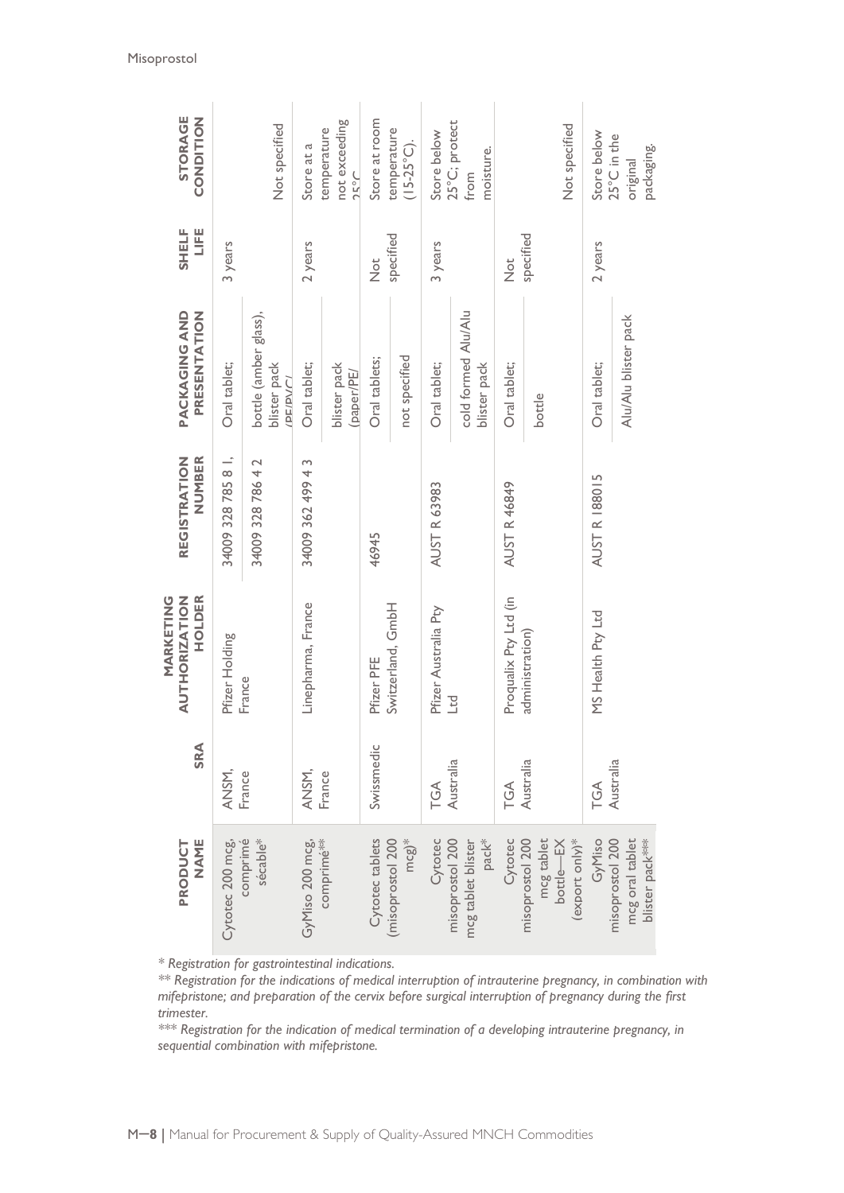| PRODUCT NAME | SRA | MARKETING AUTHORIZATION HOLDER | REGISTRATION NUMBER | PACKAGING AND PRESENTATION | SHELF LIFE | STORAGE CONDITION |
|---|---|---|---|---|---|---|
| Cytotec 200 mcg, comprimé sécable* | ANSM, France | Pfizer Holding France | 34009 328 785 8 1, | Oral tablet; | 3 years | Not specified |
| | | | 34009 328 786 4 2 | bottle (amber glass), blister pack (PE/PVC/ | | |
| GyMiso 200 mcg, comprimé** | ANSM, France | Linepharma, France | 34009 362 499 4 3 | Oral tablet; | 2 years | Store at a temperature not exceeding 25°C |
| | | | | blister pack (paper/PE/ | | |
| Cytotec tablets (misoprostol 200 mcg)* | Swissmedic | Pfizer PFE Switzerland, GmbH | 46945 | Oral tablets; | Not specified | Store at room temperature (15-25°C). |
| | | | | not specified | | |
| Cytotec misoprostol 200 mcg tablet blister pack* | TGA Australia | Pfizer Australia Pty Ltd | AUST R 63983 | Oral tablet; | 3 years | Store below 25°C; protect from moisture. |
| | | | | cold formed Alu/Alu blister pack | | |
| Cytotec misoprostol 200 mcg tablet bottle—EX (export only)* | TGA Australia | Proqualix Pty Ltd (in administration) | AUST R 46849 | Oral tablet; | Not specified | Not specified |
| | | | | bottle | | |
| GyMiso misoprostol 200 mcg oral tablet blister pack*** | TGA Australia | MS Health Pty Ltd | AUST R 188015 | Oral tablet; | 2 years | Store below 25°C in the original packaging. |
| | | | | Alu/Alu blister pack | | |

*\* Registration for gastrointestinal indications.*

*\*\* Registration for the indications of medical interruption of intrauterine pregnancy, in combination with mifepristone; and preparation of the cervix before surgical interruption of pregnancy during the first trimester.*

*\*\*\* Registration for the indication of medical termination of a developing intrauterine pregnancy, in sequential combination with mifepristone.*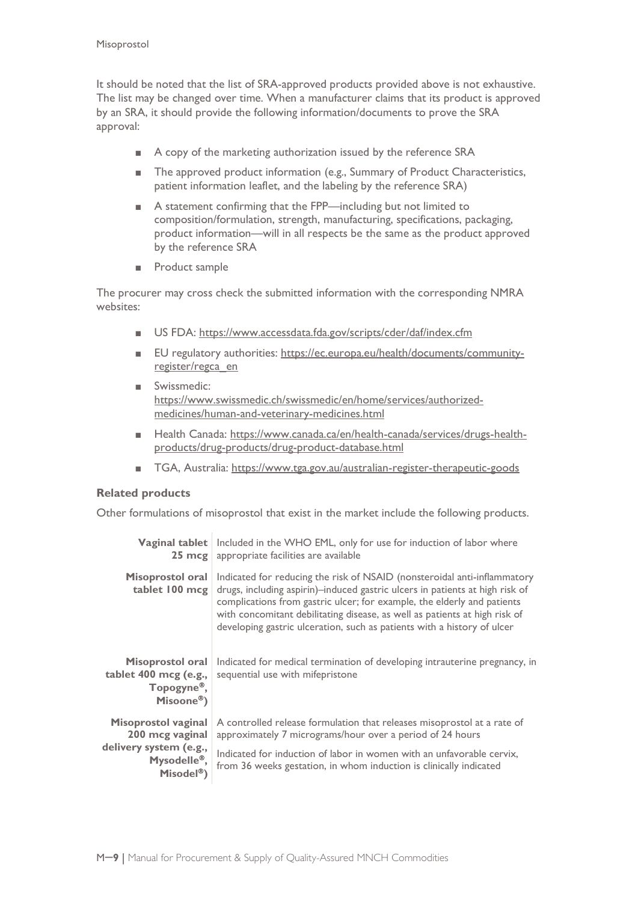It should be noted that the list of SRA-approved products provided above is not exhaustive. The list may be changed over time. When a manufacturer claims that its product is approved by an SRA, it should provide the following information/documents to prove the SRA approval:

- A copy of the marketing authorization issued by the reference SRA
- The approved product information (e.g., Summary of Product Characteristics, patient information leaflet, and the labeling by the reference SRA)
- A statement confirming that the FPP—including but not limited to composition/formulation, strength, manufacturing, specifications, packaging, product information—will in all respects be the same as the product approved by the reference SRA
- Product sample

The procurer may cross check the submitted information with the corresponding NMRA websites:

- US FDA: https://www.accessdata.fda.gov/scripts/cder/daf/index.cfm
- EU regulatory authorities: https://ec.europa.eu/health/documents/community-register/regca_en
- Swissmedic: https://www.swissmedic.ch/swissmedic/en/home/services/authorized-medicines/human-and-veterinary-medicines.html
- Health Canada: https://www.canada.ca/en/health-canada/services/drugs-health-products/drug-products/drug-product-database.html
- TGA, Australia: https://www.tga.gov.au/australian-register-therapeutic-goods

### Related products

Other formulations of misoprostol that exist in the market include the following products.

| | |
|---|---|
| **Vaginal tablet 25 mcg** | Included in the WHO EML, only for use for induction of labor where appropriate facilities are available |
| **Misoprostol oral tablet 100 mcg** | Indicated for reducing the risk of NSAID (nonsteroidal anti-inflammatory drugs, including aspirin)–induced gastric ulcers in patients at high risk of complications from gastric ulcer; for example, the elderly and patients with concomitant debilitating disease, as well as patients at high risk of developing gastric ulceration, such as patients with a history of ulcer |
| **Misoprostol oral tablet 400 mcg (e.g., Topogyne®, Misoone®)** | Indicated for medical termination of developing intrauterine pregnancy, in sequential use with mifepristone |
| **Misoprostol vaginal 200 mcg vaginal delivery system (e.g., Mysodelle®, Misodel®)** | A controlled release formulation that releases misoprostol at a rate of approximately 7 micrograms/hour over a period of 24 hours<br><br>Indicated for induction of labor in women with an unfavorable cervix, from 36 weeks gestation, in whom induction is clinically indicated |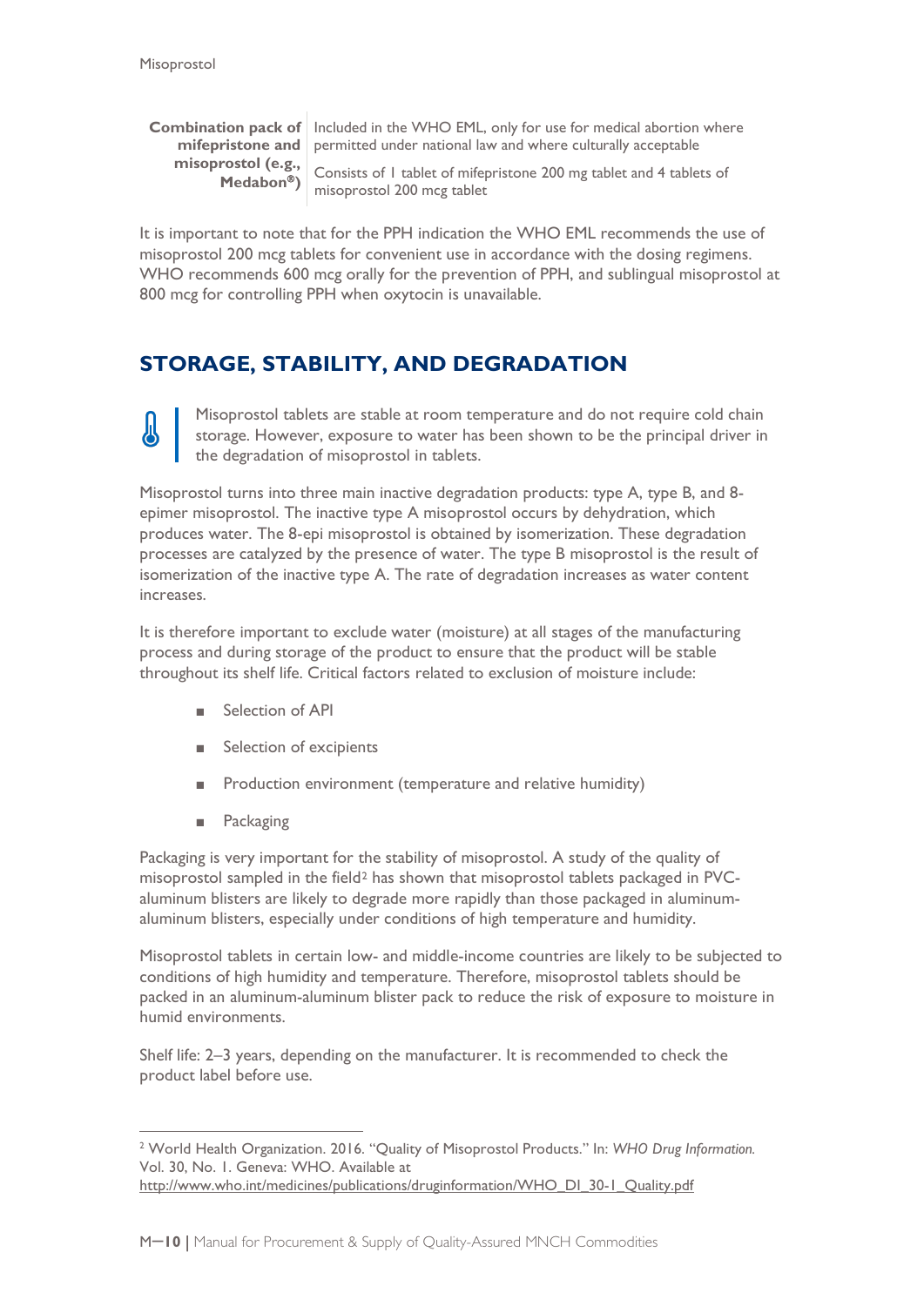| Combination pack of mifepristone and misoprostol (e.g., Medabon®) | Included in the WHO EML, only for use for medical abortion where permitted under national law and where culturally acceptable<br><br>Consists of 1 tablet of mifepristone 200 mg tablet and 4 tablets of misoprostol 200 mcg tablet |
|---|---|

It is important to note that for the PPH indication the WHO EML recommends the use of misoprostol 200 mcg tablets for convenient use in accordance with the dosing regimens. WHO recommends 600 mcg orally for the prevention of PPH, and sublingual misoprostol at 800 mcg for controlling PPH when oxytocin is unavailable.

## STORAGE, STABILITY, AND DEGRADATION

Misoprostol tablets are stable at room temperature and do not require cold chain storage. However, exposure to water has been shown to be the principal driver in the degradation of misoprostol in tablets.

Misoprostol turns into three main inactive degradation products: type A, type B, and 8-epimer misoprostol. The inactive type A misoprostol occurs by dehydration, which produces water. The 8-epi misoprostol is obtained by isomerization. These degradation processes are catalyzed by the presence of water. The type B misoprostol is the result of isomerization of the inactive type A. The rate of degradation increases as water content increases.

It is therefore important to exclude water (moisture) at all stages of the manufacturing process and during storage of the product to ensure that the product will be stable throughout its shelf life. Critical factors related to exclusion of moisture include:

- Selection of API
- Selection of excipients
- Production environment (temperature and relative humidity)
- Packaging

Packaging is very important for the stability of misoprostol. A study of the quality of misoprostol sampled in the field[2] has shown that misoprostol tablets packaged in PVC-aluminum blisters are likely to degrade more rapidly than those packaged in aluminum-aluminum blisters, especially under conditions of high temperature and humidity.

Misoprostol tablets in certain low- and middle-income countries are likely to be subjected to conditions of high humidity and temperature. Therefore, misoprostol tablets should be packed in an aluminum-aluminum blister pack to reduce the risk of exposure to moisture in humid environments.

Shelf life: 2–3 years, depending on the manufacturer. It is recommended to check the product label before use.

---

[2] World Health Organization. 2016. "Quality of Misoprostol Products." In: *WHO Drug Information.* Vol. 30, No. 1. Geneva: WHO. Available at http://www.who.int/medicines/publications/druginformation/WHO_DI_30-1_Quality.pdf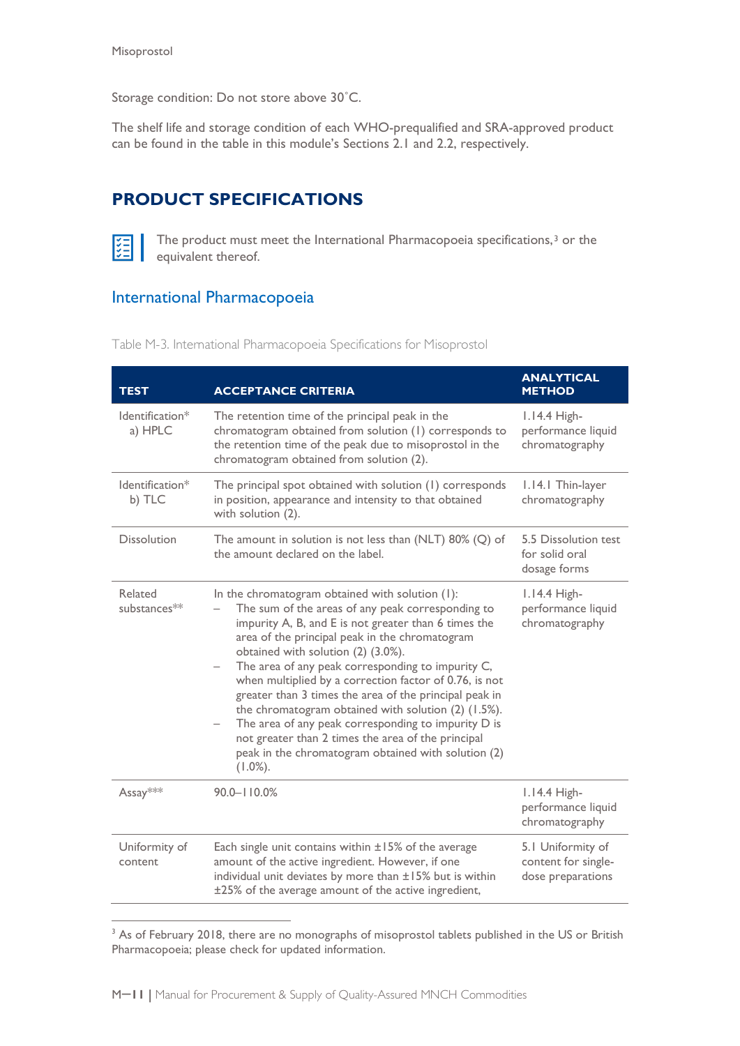Storage condition: Do not store above 30˚C.

The shelf life and storage condition of each WHO-prequalified and SRA-approved product can be found in the table in this module's Sections 2.1 and 2.2, respectively.

## PRODUCT SPECIFICATIONS

The product must meet the International Pharmacopoeia specifications,[3] or the equivalent thereof.

### International Pharmacopoeia

Table M-3. International Pharmacopoeia Specifications for Misoprostol

| TEST | ACCEPTANCE CRITERIA | ANALYTICAL METHOD |
|---|---|---|
| Identification* a) HPLC | The retention time of the principal peak in the chromatogram obtained from solution (1) corresponds to the retention time of the peak due to misoprostol in the chromatogram obtained from solution (2). | 1.14.4 High-performance liquid chromatography |
| Identification* b) TLC | The principal spot obtained with solution (1) corresponds in position, appearance and intensity to that obtained with solution (2). | 1.14.1 Thin-layer chromatography |
| Dissolution | The amount in solution is not less than (NLT) 80% (Q) of the amount declared on the label. | 5.5 Dissolution test for solid oral dosage forms |
| Related substances** | In the chromatogram obtained with solution (1): <br>– The sum of the areas of any peak corresponding to impurity A, B, and E is not greater than 6 times the area of the principal peak in the chromatogram obtained with solution (2) (3.0%). <br>– The area of any peak corresponding to impurity C, when multiplied by a correction factor of 0.76, is not greater than 3 times the area of the principal peak in the chromatogram obtained with solution (2) (1.5%). <br>– The area of any peak corresponding to impurity D is not greater than 2 times the area of the principal peak in the chromatogram obtained with solution (2) (1.0%). | 1.14.4 High-performance liquid chromatography |
| Assay*** | 90.0–110.0% | 1.14.4 High-performance liquid chromatography |
| Uniformity of content | Each single unit contains within ±15% of the average amount of the active ingredient. However, if one individual unit deviates by more than ±15% but is within ±25% of the average amount of the active ingredient, | 5.1 Uniformity of content for single-dose preparations |

[3] As of February 2018, there are no monographs of misoprostol tablets published in the US or British Pharmacopoeia; please check for updated information.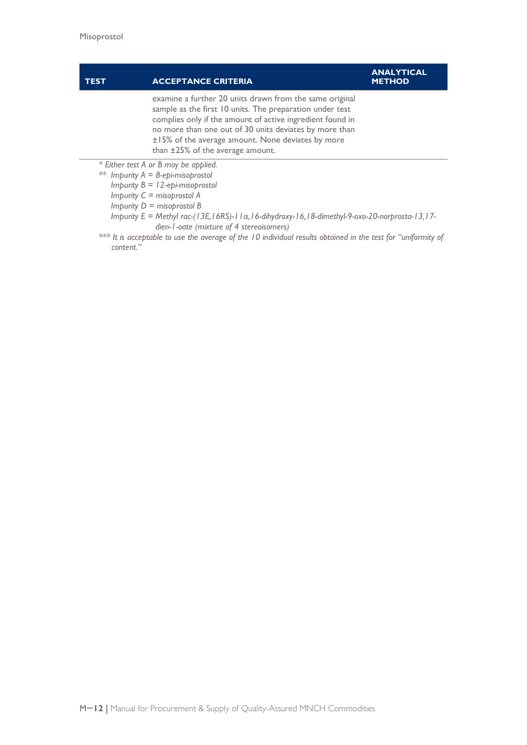| TEST | ACCEPTANCE CRITERIA | ANALYTICAL METHOD |
|---|---|---|
| | examine a further 20 units drawn from the same original sample as the first 10 units. The preparation under test complies only if the amount of active ingredient found in no more than one out of 30 units deviates by more than ±15% of the average amount. None deviates by more than ±25% of the average amount. | |

*\* Either test A or B may be applied.*

*\*\* Impurity A = 8-epi-misoprostol*
*Impurity B = 12-epi-misoprostol*
*Impurity C = misoprostol A*
*Impurity D = misoprostol B*
*Impurity E = Methyl rac-(13E,16RS)-11α,16-dihydroxy-16,18-dimethyl-9-oxo-20-norprosta-13,17-dien-1-oate (mixture of 4 stereoisomers)*

*\*\*\* It is acceptable to use the average of the 10 individual results obtained in the test for "uniformity of content."*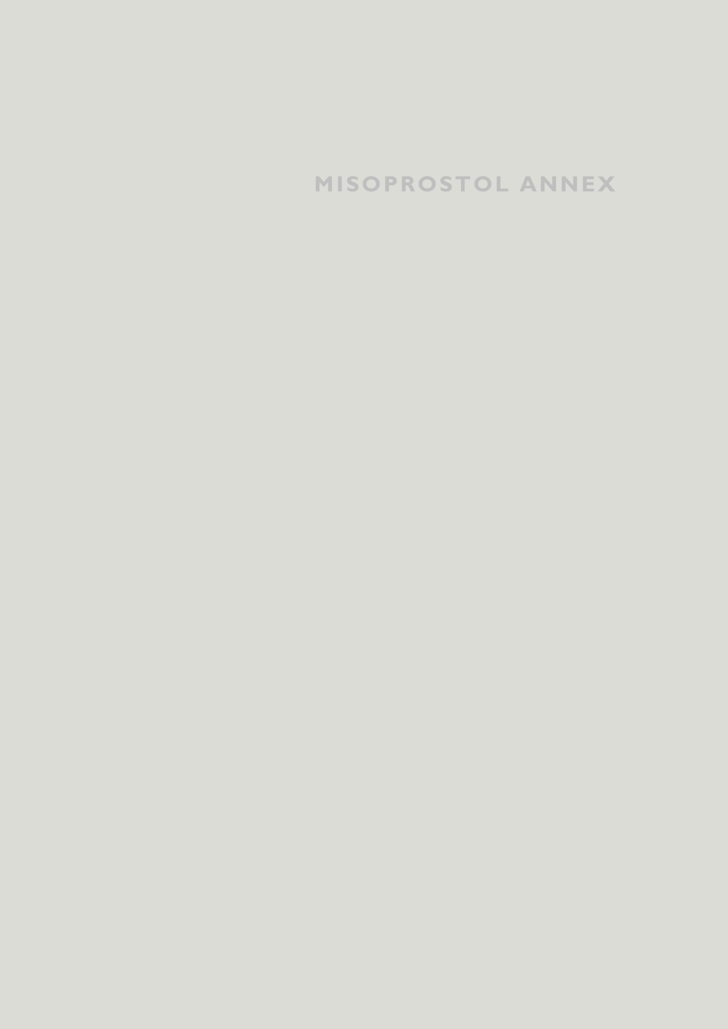# MISOPROSTOL ANNEX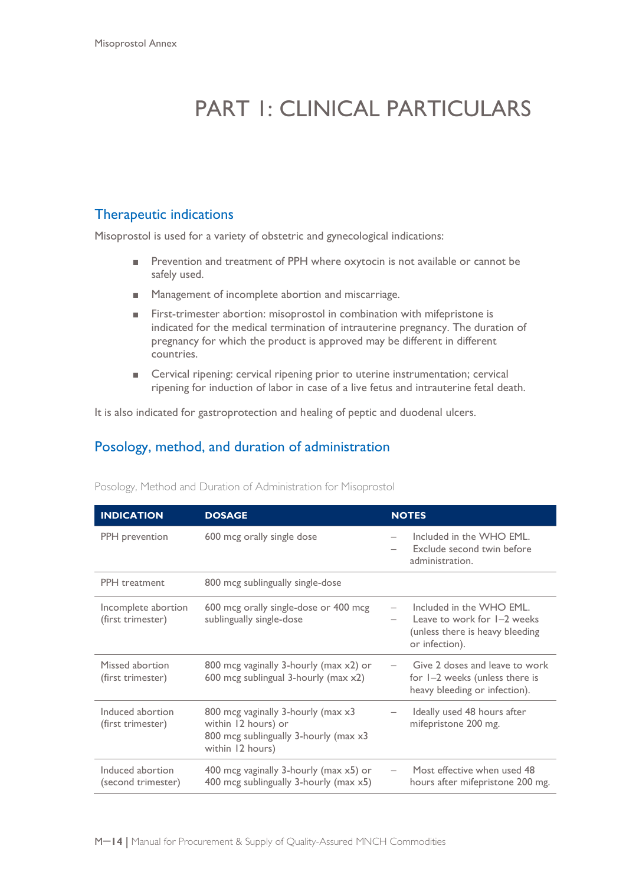# PART 1: CLINICAL PARTICULARS

## Therapeutic indications

Misoprostol is used for a variety of obstetric and gynecological indications:

- Prevention and treatment of PPH where oxytocin is not available or cannot be safely used.
- Management of incomplete abortion and miscarriage.
- First-trimester abortion: misoprostol in combination with mifepristone is indicated for the medical termination of intrauterine pregnancy. The duration of pregnancy for which the product is approved may be different in different countries.
- Cervical ripening: cervical ripening prior to uterine instrumentation; cervical ripening for induction of labor in case of a live fetus and intrauterine fetal death.

It is also indicated for gastroprotection and healing of peptic and duodenal ulcers.

## Posology, method, and duration of administration

Posology, Method and Duration of Administration for Misoprostol

| INDICATION | DOSAGE | NOTES |
|---|---|---|
| PPH prevention | 600 mcg orally single dose | – Included in the WHO EML.<br>– Exclude second twin before administration. |
| PPH treatment | 800 mcg sublingually single-dose | |
| Incomplete abortion (first trimester) | 600 mcg orally single-dose or 400 mcg sublingually single-dose | – Included in the WHO EML.<br>– Leave to work for 1–2 weeks (unless there is heavy bleeding or infection). |
| Missed abortion (first trimester) | 800 mcg vaginally 3-hourly (max x2) or 600 mcg sublingual 3-hourly (max x2) | – Give 2 doses and leave to work for 1–2 weeks (unless there is heavy bleeding or infection). |
| Induced abortion (first trimester) | 800 mcg vaginally 3-hourly (max x3 within 12 hours) or 800 mcg sublingually 3-hourly (max x3 within 12 hours) | – Ideally used 48 hours after mifepristone 200 mg. |
| Induced abortion (second trimester) | 400 mcg vaginally 3-hourly (max x5) or 400 mcg sublingually 3-hourly (max x5) | – Most effective when used 48 hours after mifepristone 200 mg. |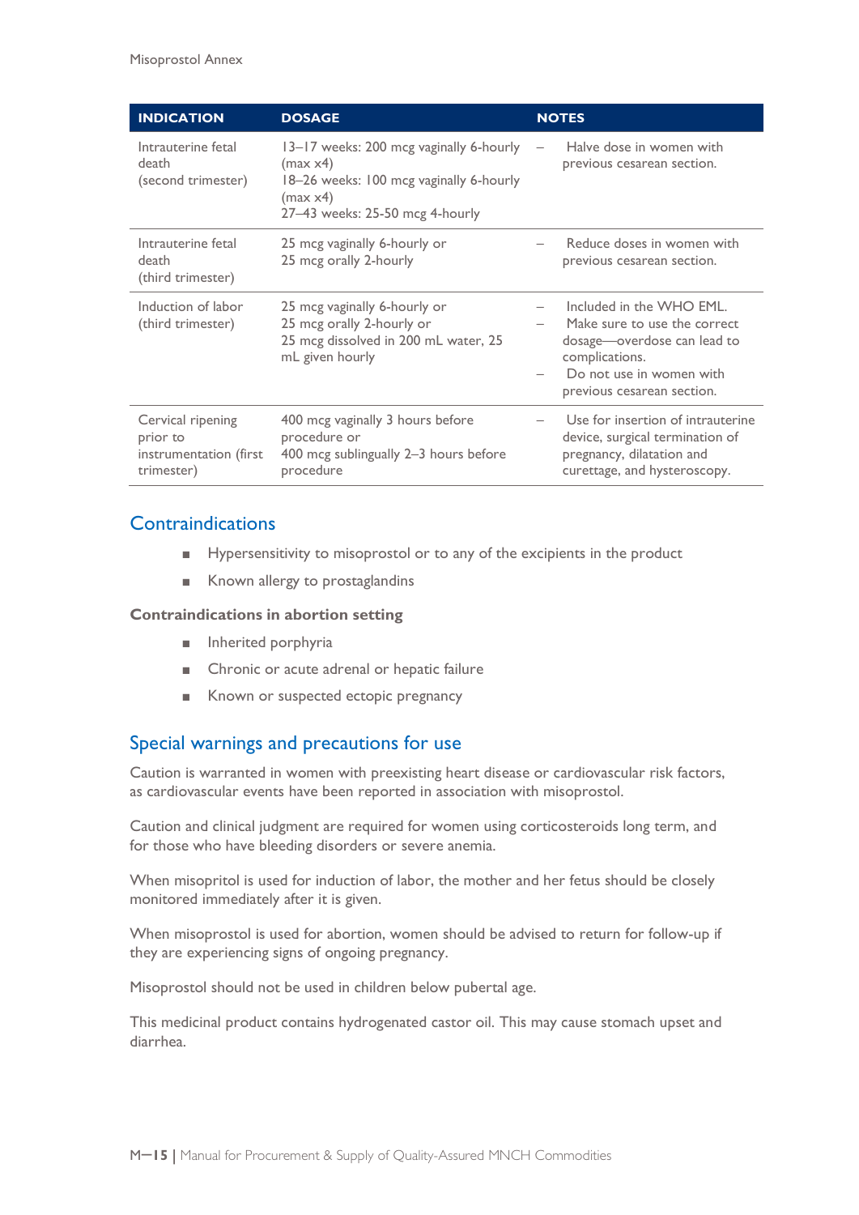| INDICATION | DOSAGE | NOTES |
|---|---|---|
| Intrauterine fetal death (second trimester) | 13–17 weeks: 200 mcg vaginally 6-hourly (max x4)<br>18–26 weeks: 100 mcg vaginally 6-hourly (max x4)<br>27–43 weeks: 25-50 mcg 4-hourly | – Halve dose in women with previous cesarean section. |
| Intrauterine fetal death (third trimester) | 25 mcg vaginally 6-hourly or<br>25 mcg orally 2-hourly | – Reduce doses in women with previous cesarean section. |
| Induction of labor (third trimester) | 25 mcg vaginally 6-hourly or<br>25 mcg orally 2-hourly or<br>25 mcg dissolved in 200 mL water, 25 mL given hourly | – Included in the WHO EML.<br>– Make sure to use the correct dosage—overdose can lead to complications.<br>– Do not use in women with previous cesarean section. |
| Cervical ripening prior to instrumentation (first trimester) | 400 mcg vaginally 3 hours before procedure or<br>400 mcg sublingually 2–3 hours before procedure | – Use for insertion of intrauterine device, surgical termination of pregnancy, dilatation and curettage, and hysteroscopy. |

## Contraindications

- Hypersensitivity to misoprostol or to any of the excipients in the product
- Known allergy to prostaglandins

**Contraindications in abortion setting**

- Inherited porphyria
- Chronic or acute adrenal or hepatic failure
- Known or suspected ectopic pregnancy

## Special warnings and precautions for use

Caution is warranted in women with preexisting heart disease or cardiovascular risk factors, as cardiovascular events have been reported in association with misoprostol.

Caution and clinical judgment are required for women using corticosteroids long term, and for those who have bleeding disorders or severe anemia.

When misopritol is used for induction of labor, the mother and her fetus should be closely monitored immediately after it is given.

When misoprostol is used for abortion, women should be advised to return for follow-up if they are experiencing signs of ongoing pregnancy.

Misoprostol should not be used in children below pubertal age.

This medicinal product contains hydrogenated castor oil. This may cause stomach upset and diarrhea.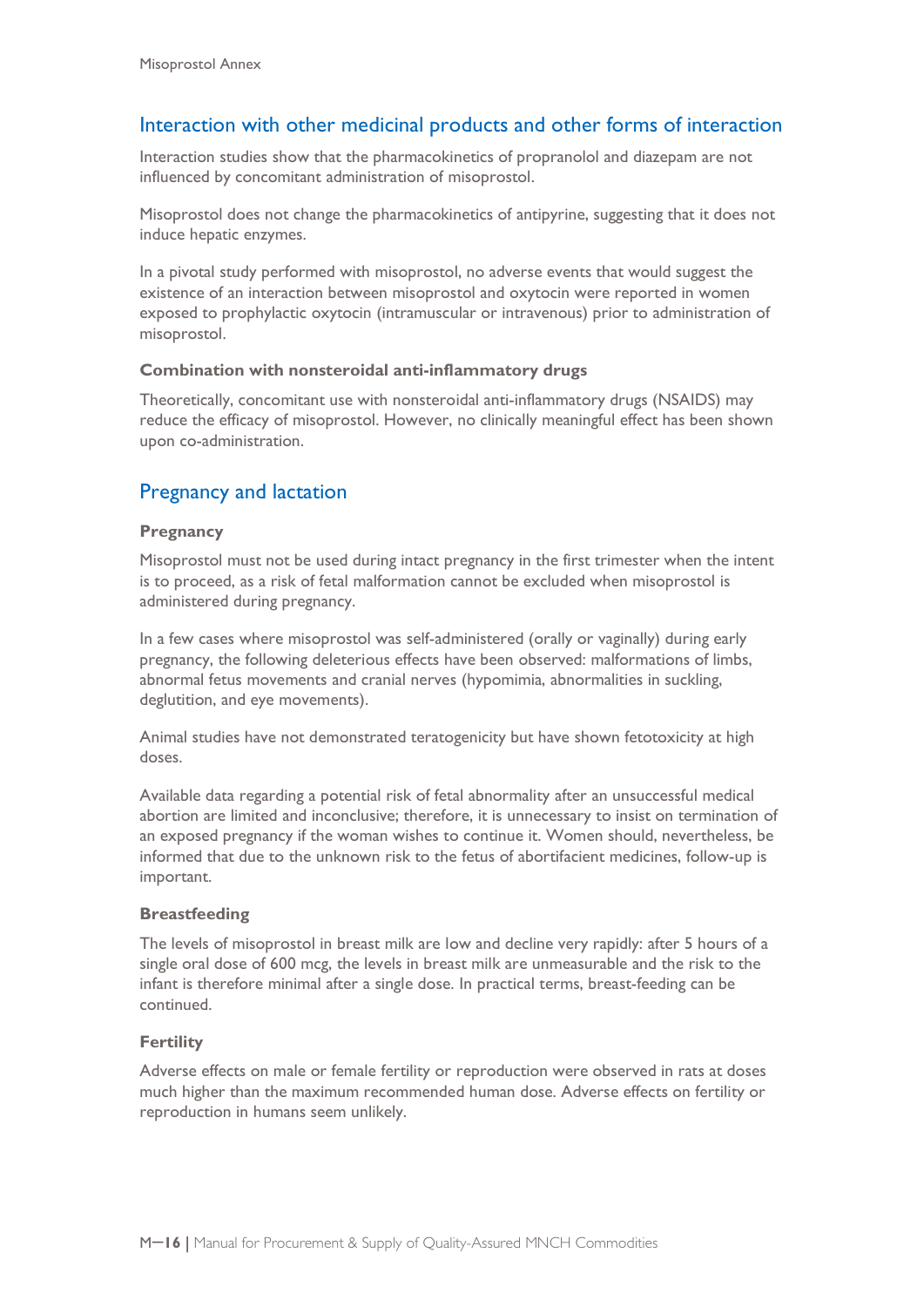## Interaction with other medicinal products and other forms of interaction

Interaction studies show that the pharmacokinetics of propranolol and diazepam are not influenced by concomitant administration of misoprostol.

Misoprostol does not change the pharmacokinetics of antipyrine, suggesting that it does not induce hepatic enzymes.

In a pivotal study performed with misoprostol, no adverse events that would suggest the existence of an interaction between misoprostol and oxytocin were reported in women exposed to prophylactic oxytocin (intramuscular or intravenous) prior to administration of misoprostol.

### Combination with nonsteroidal anti-inflammatory drugs

Theoretically, concomitant use with nonsteroidal anti-inflammatory drugs (NSAIDS) may reduce the efficacy of misoprostol. However, no clinically meaningful effect has been shown upon co-administration.

## Pregnancy and lactation

### Pregnancy

Misoprostol must not be used during intact pregnancy in the first trimester when the intent is to proceed, as a risk of fetal malformation cannot be excluded when misoprostol is administered during pregnancy.

In a few cases where misoprostol was self-administered (orally or vaginally) during early pregnancy, the following deleterious effects have been observed: malformations of limbs, abnormal fetus movements and cranial nerves (hypomimia, abnormalities in suckling, deglutition, and eye movements).

Animal studies have not demonstrated teratogenicity but have shown fetotoxicity at high doses.

Available data regarding a potential risk of fetal abnormality after an unsuccessful medical abortion are limited and inconclusive; therefore, it is unnecessary to insist on termination of an exposed pregnancy if the woman wishes to continue it. Women should, nevertheless, be informed that due to the unknown risk to the fetus of abortifacient medicines, follow-up is important.

### Breastfeeding

The levels of misoprostol in breast milk are low and decline very rapidly: after 5 hours of a single oral dose of 600 mcg, the levels in breast milk are unmeasurable and the risk to the infant is therefore minimal after a single dose. In practical terms, breast-feeding can be continued.

### Fertility

Adverse effects on male or female fertility or reproduction were observed in rats at doses much higher than the maximum recommended human dose. Adverse effects on fertility or reproduction in humans seem unlikely.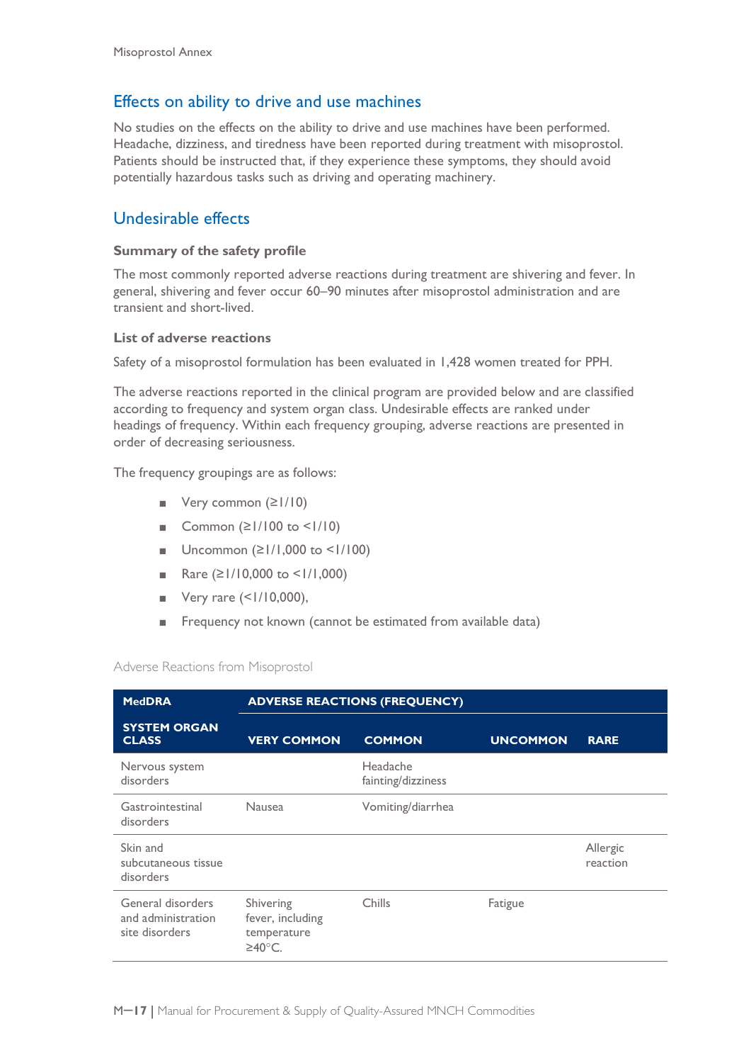## Effects on ability to drive and use machines

No studies on the effects on the ability to drive and use machines have been performed. Headache, dizziness, and tiredness have been reported during treatment with misoprostol. Patients should be instructed that, if they experience these symptoms, they should avoid potentially hazardous tasks such as driving and operating machinery.

## Undesirable effects

### Summary of the safety profile

The most commonly reported adverse reactions during treatment are shivering and fever. In general, shivering and fever occur 60–90 minutes after misoprostol administration and are transient and short-lived.

### List of adverse reactions

Safety of a misoprostol formulation has been evaluated in 1,428 women treated for PPH.

The adverse reactions reported in the clinical program are provided below and are classified according to frequency and system organ class. Undesirable effects are ranked under headings of frequency. Within each frequency grouping, adverse reactions are presented in order of decreasing seriousness.

The frequency groupings are as follows:

- Very common (≥1/10)
- Common (≥1/100 to <1/10)
- Uncommon (≥1/1,000 to <1/100)
- Rare (≥1/10,000 to <1/1,000)
- Very rare (<1/10,000),
- Frequency not known (cannot be estimated from available data)

Adverse Reactions from Misoprostol

| MedDRA | ADVERSE REACTIONS (FREQUENCY) | | | |
|---|---|---|---|---|
| SYSTEM ORGAN CLASS | VERY COMMON | COMMON | UNCOMMON | RARE |
| Nervous system disorders | | Headache fainting/dizziness | | |
| Gastrointestinal disorders | Nausea | Vomiting/diarrhea | | |
| Skin and subcutaneous tissue disorders | | | | Allergic reaction |
| General disorders and administration site disorders | Shivering fever, including temperature ≥40°C. | Chills | Fatigue | |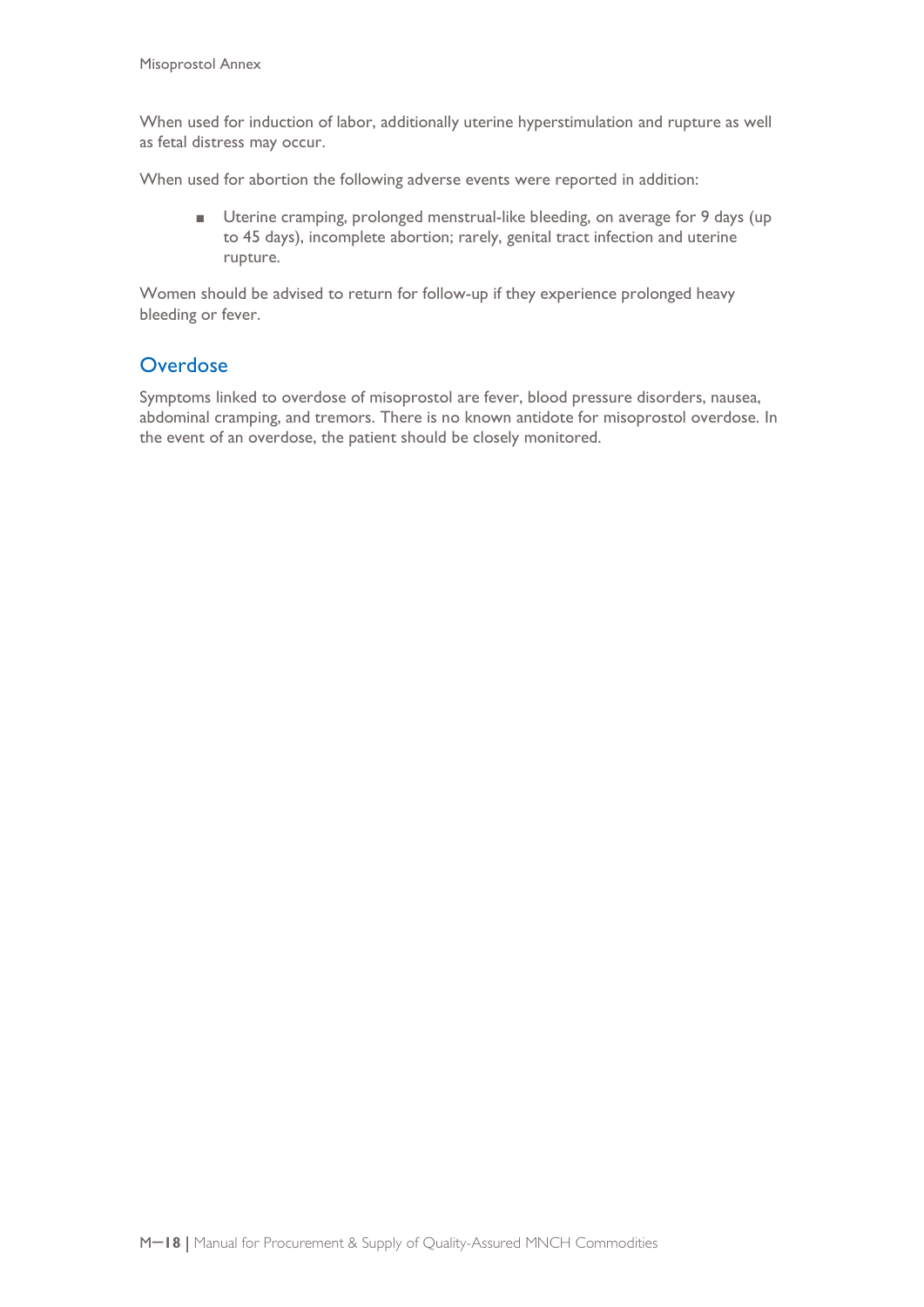When used for induction of labor, additionally uterine hyperstimulation and rupture as well as fetal distress may occur.

When used for abortion the following adverse events were reported in addition:

- Uterine cramping, prolonged menstrual-like bleeding, on average for 9 days (up to 45 days), incomplete abortion; rarely, genital tract infection and uterine rupture.

Women should be advised to return for follow-up if they experience prolonged heavy bleeding or fever.

## Overdose

Symptoms linked to overdose of misoprostol are fever, blood pressure disorders, nausea, abdominal cramping, and tremors. There is no known antidote for misoprostol overdose. In the event of an overdose, the patient should be closely monitored.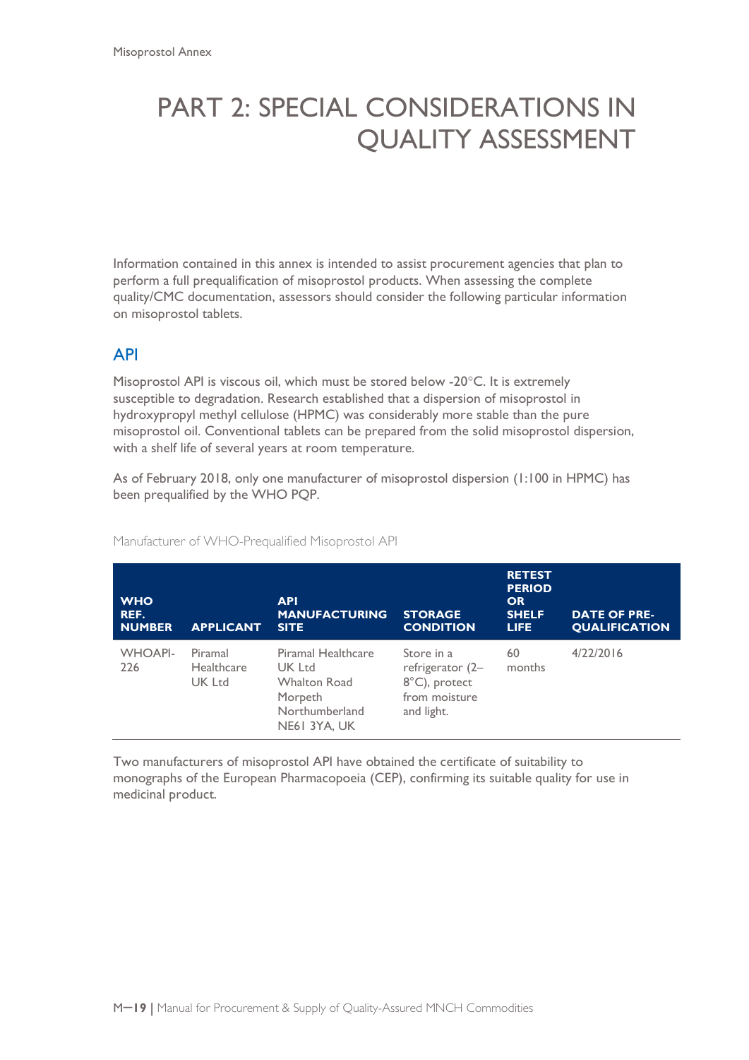# PART 2: SPECIAL CONSIDERATIONS IN QUALITY ASSESSMENT

Information contained in this annex is intended to assist procurement agencies that plan to perform a full prequalification of misoprostol products. When assessing the complete quality/CMC documentation, assessors should consider the following particular information on misoprostol tablets.

## API

Misoprostol API is viscous oil, which must be stored below -20°C. It is extremely susceptible to degradation. Research established that a dispersion of misoprostol in hydroxypropyl methyl cellulose (HPMC) was considerably more stable than the pure misoprostol oil. Conventional tablets can be prepared from the solid misoprostol dispersion, with a shelf life of several years at room temperature.

As of February 2018, only one manufacturer of misoprostol dispersion (1:100 in HPMC) has been prequalified by the WHO PQP.

Manufacturer of WHO-Prequalified Misoprostol API

| WHO REF. NUMBER | APPLICANT | API MANUFACTURING SITE | STORAGE CONDITION | RETEST PERIOD OR SHELF LIFE | DATE OF PRE-QUALIFICATION |
|---|---|---|---|---|---|
| WHOAPI-226 | Piramal Healthcare UK Ltd | Piramal Healthcare UK Ltd Whalton Road Morpeth Northumberland NE61 3YA, UK | Store in a refrigerator (2–8°C), protect from moisture and light. | 60 months | 4/22/2016 |

Two manufacturers of misoprostol API have obtained the certificate of suitability to monographs of the European Pharmacopoeia (CEP), confirming its suitable quality for use in medicinal product.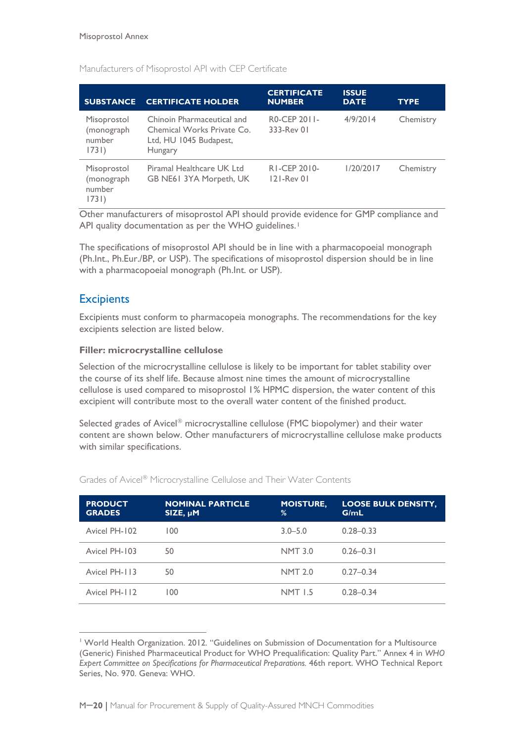Manufacturers of Misoprostol API with CEP Certificate

| SUBSTANCE | CERTIFICATE HOLDER | CERTIFICATE NUMBER | ISSUE DATE | TYPE |
|---|---|---|---|---|
| Misoprostol (monograph number 1731) | Chinoin Pharmaceutical and Chemical Works Private Co. Ltd, HU 1045 Budapest, Hungary | R0-CEP 2011-333-Rev 01 | 4/9/2014 | Chemistry |
| Misoprostol (monograph number 1731) | Piramal Healthcare UK Ltd GB NE61 3YA Morpeth, UK | R1-CEP 2010-121-Rev 01 | 1/20/2017 | Chemistry |

Other manufacturers of misoprostol API should provide evidence for GMP compliance and API quality documentation as per the WHO guidelines.[1]

The specifications of misoprostol API should be in line with a pharmacopoeial monograph (Ph.Int., Ph.Eur./BP, or USP). The specifications of misoprostol dispersion should be in line with a pharmacopoeial monograph (Ph.Int. or USP).

## Excipients

Excipients must conform to pharmacopeia monographs. The recommendations for the key excipients selection are listed below.

**Filler: microcrystalline cellulose**

Selection of the microcrystalline cellulose is likely to be important for tablet stability over the course of its shelf life. Because almost nine times the amount of microcrystalline cellulose is used compared to misoprostol 1% HPMC dispersion, the water content of this excipient will contribute most to the overall water content of the finished product.

Selected grades of Avicel® microcrystalline cellulose (FMC biopolymer) and their water content are shown below. Other manufacturers of microcrystalline cellulose make products with similar specifications.

Grades of Avicel® Microcrystalline Cellulose and Their Water Contents

| PRODUCT GRADES | NOMINAL PARTICLE SIZE, μM | MOISTURE, % | LOOSE BULK DENSITY, G/mL |
|---|---|---|---|
| Avicel PH-102 | 100 | 3.0–5.0 | 0.28–0.33 |
| Avicel PH-103 | 50 | NMT 3.0 | 0.26–0.31 |
| Avicel PH-113 | 50 | NMT 2.0 | 0.27–0.34 |
| Avicel PH-112 | 100 | NMT 1.5 | 0.28–0.34 |

[1] World Health Organization. 2012. "Guidelines on Submission of Documentation for a Multisource (Generic) Finished Pharmaceutical Product for WHO Prequalification: Quality Part." Annex 4 in *WHO Expert Committee on Specifications for Pharmaceutical Preparations.* 46th report. WHO Technical Report Series, No. 970. Geneva: WHO.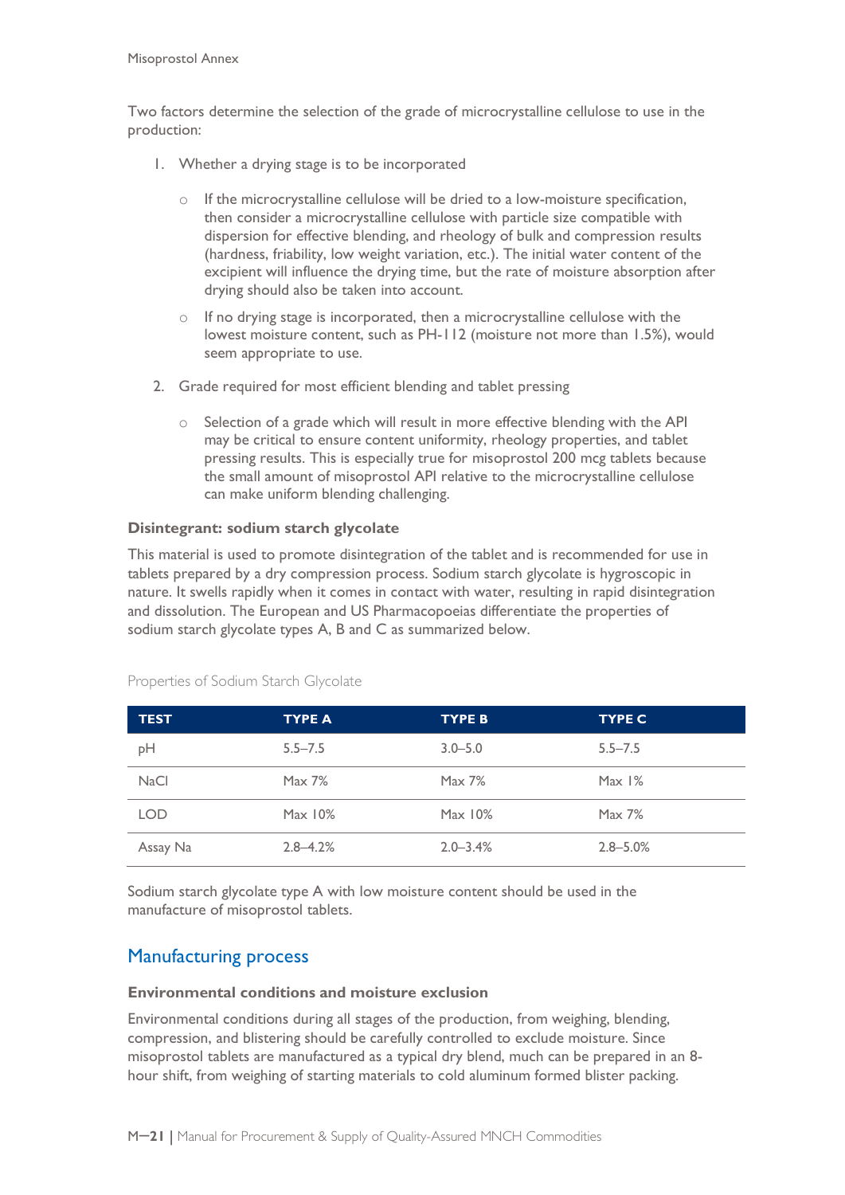Two factors determine the selection of the grade of microcrystalline cellulose to use in the production:

1. Whether a drying stage is to be incorporated
   - If the microcrystalline cellulose will be dried to a low-moisture specification, then consider a microcrystalline cellulose with particle size compatible with dispersion for effective blending, and rheology of bulk and compression results (hardness, friability, low weight variation, etc.). The initial water content of the excipient will influence the drying time, but the rate of moisture absorption after drying should also be taken into account.
   - If no drying stage is incorporated, then a microcrystalline cellulose with the lowest moisture content, such as PH-112 (moisture not more than 1.5%), would seem appropriate to use.
2. Grade required for most efficient blending and tablet pressing
   - Selection of a grade which will result in more effective blending with the API may be critical to ensure content uniformity, rheology properties, and tablet pressing results. This is especially true for misoprostol 200 mcg tablets because the small amount of misoprostol API relative to the microcrystalline cellulose can make uniform blending challenging.

#### Disintegrant: sodium starch glycolate

This material is used to promote disintegration of the tablet and is recommended for use in tablets prepared by a dry compression process. Sodium starch glycolate is hygroscopic in nature. It swells rapidly when it comes in contact with water, resulting in rapid disintegration and dissolution. The European and US Pharmacopoeias differentiate the properties of sodium starch glycolate types A, B and C as summarized below.

Properties of Sodium Starch Glycolate

| TEST | TYPE A | TYPE B | TYPE C |
|---|---|---|---|
| pH | 5.5–7.5 | 3.0–5.0 | 5.5–7.5 |
| NaCl | Max 7% | Max 7% | Max 1% |
| LOD | Max 10% | Max 10% | Max 7% |
| Assay Na | 2.8–4.2% | 2.0–3.4% | 2.8–5.0% |

Sodium starch glycolate type A with low moisture content should be used in the manufacture of misoprostol tablets.

## Manufacturing process

#### Environmental conditions and moisture exclusion

Environmental conditions during all stages of the production, from weighing, blending, compression, and blistering should be carefully controlled to exclude moisture. Since misoprostol tablets are manufactured as a typical dry blend, much can be prepared in an 8-hour shift, from weighing of starting materials to cold aluminum formed blister packing.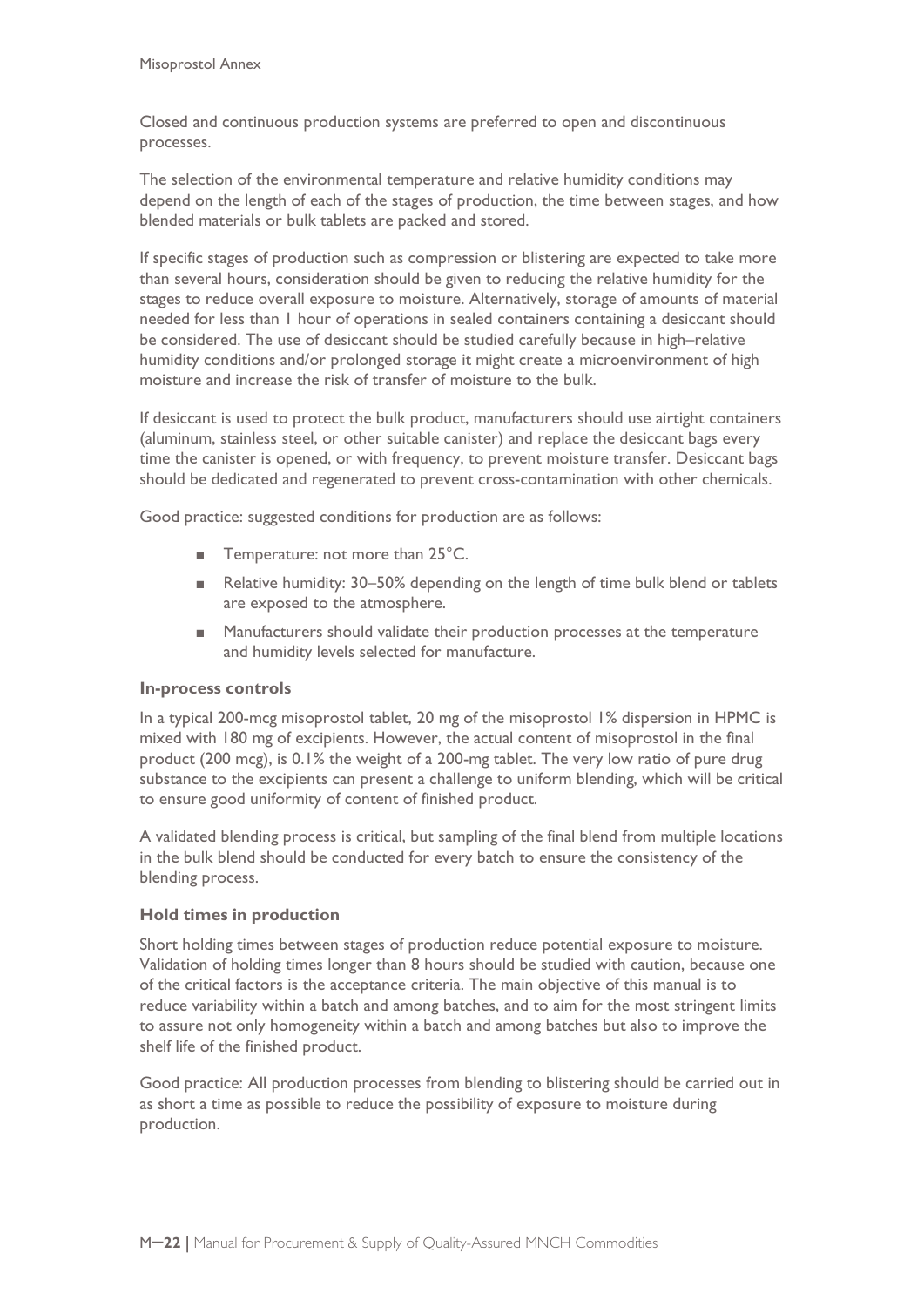Closed and continuous production systems are preferred to open and discontinuous processes.

The selection of the environmental temperature and relative humidity conditions may depend on the length of each of the stages of production, the time between stages, and how blended materials or bulk tablets are packed and stored.

If specific stages of production such as compression or blistering are expected to take more than several hours, consideration should be given to reducing the relative humidity for the stages to reduce overall exposure to moisture. Alternatively, storage of amounts of material needed for less than 1 hour of operations in sealed containers containing a desiccant should be considered. The use of desiccant should be studied carefully because in high–relative humidity conditions and/or prolonged storage it might create a microenvironment of high moisture and increase the risk of transfer of moisture to the bulk.

If desiccant is used to protect the bulk product, manufacturers should use airtight containers (aluminum, stainless steel, or other suitable canister) and replace the desiccant bags every time the canister is opened, or with frequency, to prevent moisture transfer. Desiccant bags should be dedicated and regenerated to prevent cross-contamination with other chemicals.

Good practice: suggested conditions for production are as follows:

- Temperature: not more than 25°C.
- Relative humidity: 30–50% depending on the length of time bulk blend or tablets are exposed to the atmosphere.
- Manufacturers should validate their production processes at the temperature and humidity levels selected for manufacture.

### In-process controls

In a typical 200-mcg misoprostol tablet, 20 mg of the misoprostol 1% dispersion in HPMC is mixed with 180 mg of excipients. However, the actual content of misoprostol in the final product (200 mcg), is 0.1% the weight of a 200-mg tablet. The very low ratio of pure drug substance to the excipients can present a challenge to uniform blending, which will be critical to ensure good uniformity of content of finished product.

A validated blending process is critical, but sampling of the final blend from multiple locations in the bulk blend should be conducted for every batch to ensure the consistency of the blending process.

### Hold times in production

Short holding times between stages of production reduce potential exposure to moisture. Validation of holding times longer than 8 hours should be studied with caution, because one of the critical factors is the acceptance criteria. The main objective of this manual is to reduce variability within a batch and among batches, and to aim for the most stringent limits to assure not only homogeneity within a batch and among batches but also to improve the shelf life of the finished product.

Good practice: All production processes from blending to blistering should be carried out in as short a time as possible to reduce the possibility of exposure to moisture during production.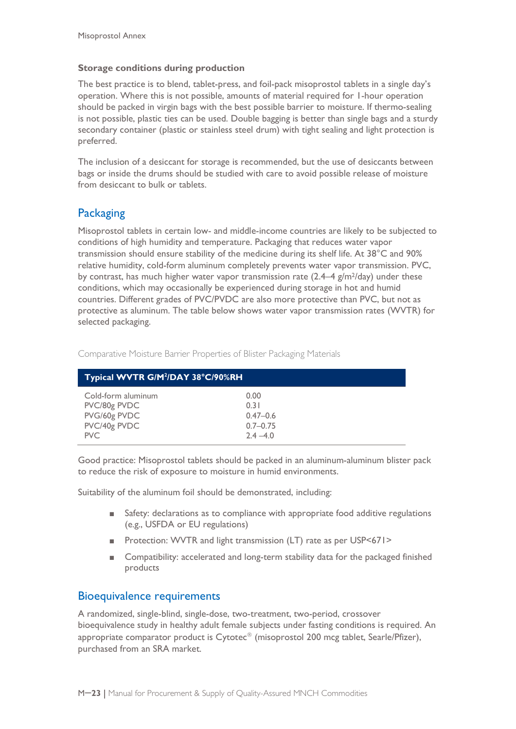**Storage conditions during production**

The best practice is to blend, tablet-press, and foil-pack misoprostol tablets in a single day's operation. Where this is not possible, amounts of material required for 1-hour operation should be packed in virgin bags with the best possible barrier to moisture. If thermo-sealing is not possible, plastic ties can be used. Double bagging is better than single bags and a sturdy secondary container (plastic or stainless steel drum) with tight sealing and light protection is preferred.

The inclusion of a desiccant for storage is recommended, but the use of desiccants between bags or inside the drums should be studied with care to avoid possible release of moisture from desiccant to bulk or tablets.

## Packaging

Misoprostol tablets in certain low- and middle-income countries are likely to be subjected to conditions of high humidity and temperature. Packaging that reduces water vapor transmission should ensure stability of the medicine during its shelf life. At 38°C and 90% relative humidity, cold-form aluminum completely prevents water vapor transmission. PVC, by contrast, has much higher water vapor transmission rate (2.4–4 g/m$^2$/day) under these conditions, which may occasionally be experienced during storage in hot and humid countries. Different grades of PVC/PVDC are also more protective than PVC, but not as protective as aluminum. The table below shows water vapor transmission rates (WVTR) for selected packaging.

Comparative Moisture Barrier Properties of Blister Packaging Materials

| Typical WVTR G/M$^2$/DAY 38°C/90%RH | |
|---|---|
| Cold-form aluminum | 0.00 |
| PVC/80g PVDC | 0.31 |
| PVG/60g PVDC | 0.47–0.6 |
| PVC/40g PVDC | 0.7–0.75 |
| PVC | 2.4 –4.0 |

Good practice: Misoprostol tablets should be packed in an aluminum-aluminum blister pack to reduce the risk of exposure to moisture in humid environments.

Suitability of the aluminum foil should be demonstrated, including:

- Safety: declarations as to compliance with appropriate food additive regulations (e.g., USFDA or EU regulations)
- Protection: WVTR and light transmission (LT) rate as per USP<671>
- Compatibility: accelerated and long-term stability data for the packaged finished products

## Bioequivalence requirements

A randomized, single-blind, single-dose, two-treatment, two-period, crossover bioequivalence study in healthy adult female subjects under fasting conditions is required. An appropriate comparator product is Cytotec® (misoprostol 200 mcg tablet, Searle/Pfizer), purchased from an SRA market.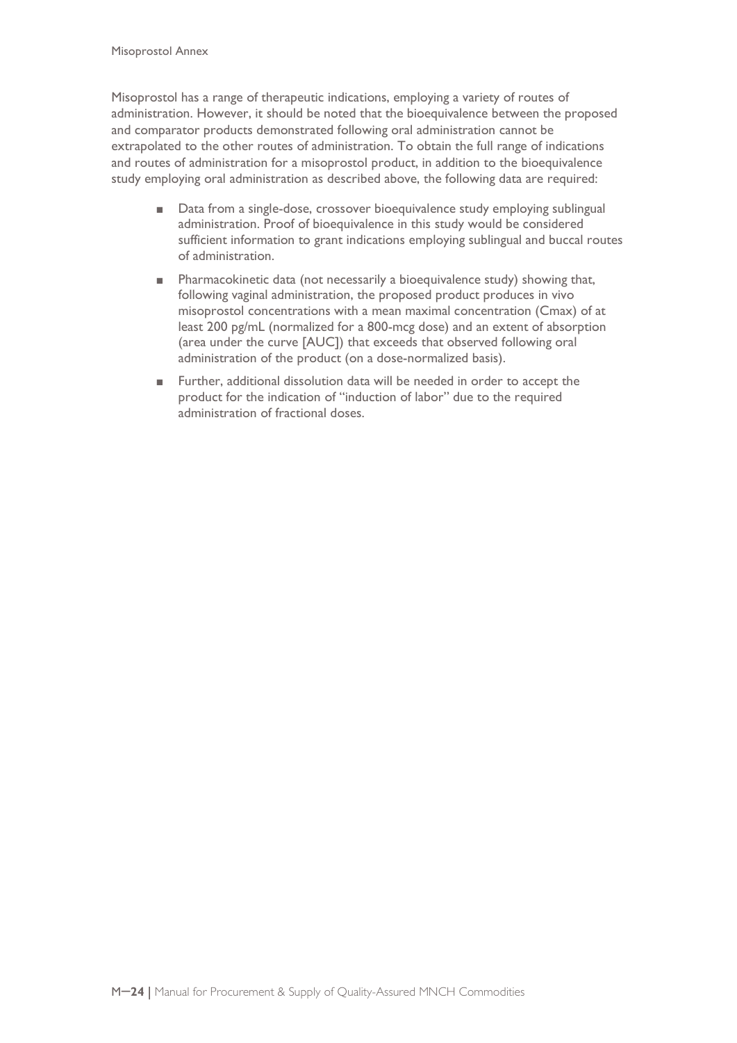Misoprostol has a range of therapeutic indications, employing a variety of routes of administration. However, it should be noted that the bioequivalence between the proposed and comparator products demonstrated following oral administration cannot be extrapolated to the other routes of administration. To obtain the full range of indications and routes of administration for a misoprostol product, in addition to the bioequivalence study employing oral administration as described above, the following data are required:

- Data from a single-dose, crossover bioequivalence study employing sublingual administration. Proof of bioequivalence in this study would be considered sufficient information to grant indications employing sublingual and buccal routes of administration.
- Pharmacokinetic data (not necessarily a bioequivalence study) showing that, following vaginal administration, the proposed product produces in vivo misoprostol concentrations with a mean maximal concentration (Cmax) of at least 200 pg/mL (normalized for a 800-mcg dose) and an extent of absorption (area under the curve [AUC]) that exceeds that observed following oral administration of the product (on a dose-normalized basis).
- Further, additional dissolution data will be needed in order to accept the product for the indication of "induction of labor" due to the required administration of fractional doses.